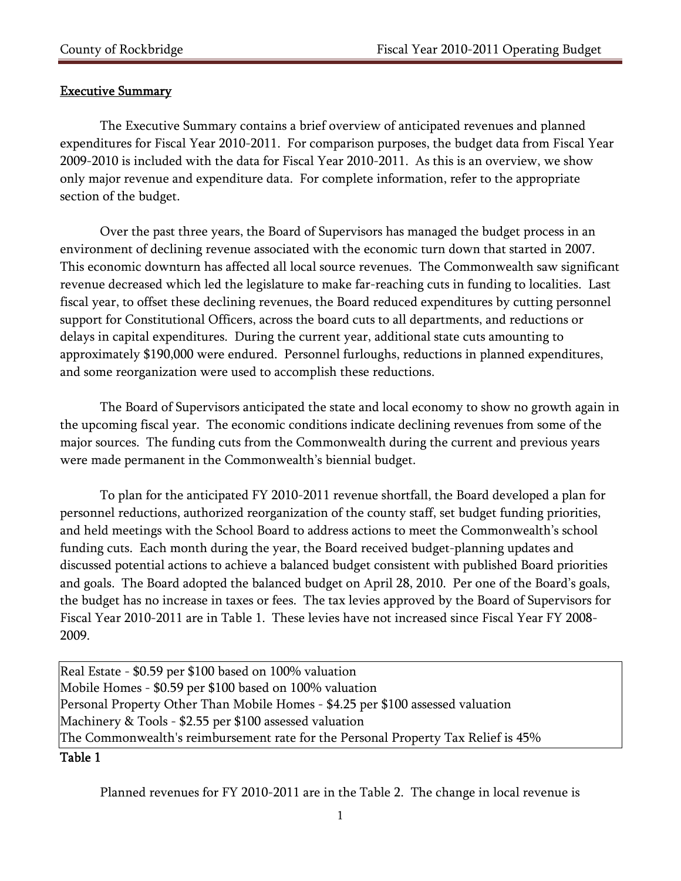## Executive Summary

The Executive Summary contains a brief overview of anticipated revenues and planned expenditures for Fiscal Year 2010-2011. For comparison purposes, the budget data from Fiscal Year 2009-2010 is included with the data for Fiscal Year 2010-2011. As this is an overview, we show only major revenue and expenditure data. For complete information, refer to the appropriate section of the budget.

Over the past three years, the Board of Supervisors has managed the budget process in an environment of declining revenue associated with the economic turn down that started in 2007. This economic downturn has affected all local source revenues. The Commonwealth saw significant revenue decreased which led the legislature to make far-reaching cuts in funding to localities. Last fiscal year, to offset these declining revenues, the Board reduced expenditures by cutting personnel support for Constitutional Officers, across the board cuts to all departments, and reductions or delays in capital expenditures. During the current year, additional state cuts amounting to approximately $190,000 were endured. Personnel furloughs, reductions in planned expenditures, and some reorganization were used to accomplish these reductions.

The Board of Supervisors anticipated the state and local economy to show no growth again in the upcoming fiscal year. The economic conditions indicate declining revenues from some of the major sources. The funding cuts from the Commonwealth during the current and previous years were made permanent in the Commonwealth's biennial budget.

To plan for the anticipated FY 2010-2011 revenue shortfall, the Board developed a plan for personnel reductions, authorized reorganization of the county staff, set budget funding priorities, and held meetings with the School Board to address actions to meet the Commonwealth's school funding cuts. Each month during the year, the Board received budget-planning updates and discussed potential actions to achieve a balanced budget consistent with published Board priorities and goals. The Board adopted the balanced budget on April 28, 2010. Per one of the Board's goals, the budget has no increase in taxes or fees. The tax levies approved by the Board of Supervisors for Fiscal Year 2010-2011 are in Table 1. These levies have not increased since Fiscal Year FY 2008-2009.

| |
|---|
| Real Estate - $0.59 per $100 based on 100% valuation |
| Mobile Homes - $0.59 per $100 based on 100% valuation |
| Personal Property Other Than Mobile Homes - $4.25 per $100 assessed valuation |
| Machinery & Tools - $2.55 per $100 assessed valuation |
| The Commonwealth's reimbursement rate for the Personal Property Tax Relief is 45% |

**Table 1**

Planned revenues for FY 2010-2011 are in the Table 2. The change in local revenue is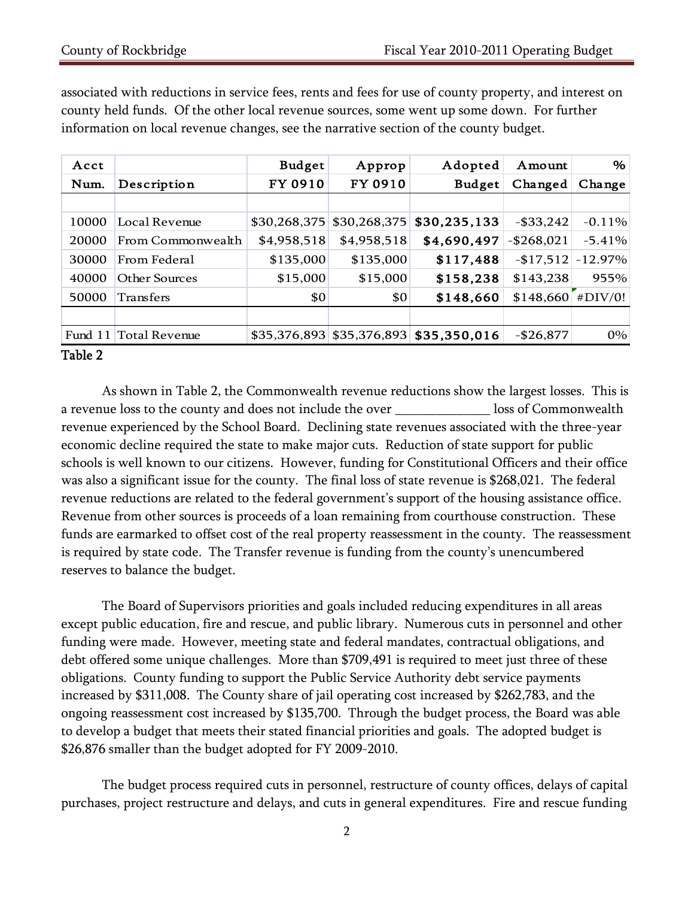associated with reductions in service fees, rents and fees for use of county property, and interest on county held funds. Of the other local revenue sources, some went up some down. For further information on local revenue changes, see the narrative section of the county budget.

| Acct Num. | Description | Budget FY 0910 | Approp FY 0910 | Adopted Budget | Amount Changed | % Change |
|---|---|---|---|---|---|---|
| 10000 | Local Revenue | $30,268,375 | $30,268,375 | **$30,235,133** | -$33,242 | -0.11% |
| 20000 | From Commonwealth | $4,958,518 | $4,958,518 | **$4,690,497** | -$268,021 | -5.41% |
| 30000 | From Federal | $135,000 | $135,000 | **$117,488** | -$17,512 | -12.97% |
| 40000 | Other Sources | $15,000 | $15,000 | **$158,238** | $143,238 | 955% |
| 50000 | Transfers | $0 | $0 | **$148,660** | $148,660 | #DIV/0! |
| | | | | | | |
| Fund 11 | Total Revenue | $35,376,893 | $35,376,893 | **$35,350,016** | -$26,877 | 0% |

**Table 2**

As shown in Table 2, the Commonwealth revenue reductions show the largest losses. This is a revenue loss to the county and does not include the over _____________ loss of Commonwealth revenue experienced by the School Board. Declining state revenues associated with the three-year economic decline required the state to make major cuts. Reduction of state support for public schools is well known to our citizens. However, funding for Constitutional Officers and their office was also a significant issue for the county. The final loss of state revenue is $268,021. The federal revenue reductions are related to the federal government's support of the housing assistance office. Revenue from other sources is proceeds of a loan remaining from courthouse construction. These funds are earmarked to offset cost of the real property reassessment in the county. The reassessment is required by state code. The Transfer revenue is funding from the county's unencumbered reserves to balance the budget.

The Board of Supervisors priorities and goals included reducing expenditures in all areas except public education, fire and rescue, and public library. Numerous cuts in personnel and other funding were made. However, meeting state and federal mandates, contractual obligations, and debt offered some unique challenges. More than $709,491 is required to meet just three of these obligations. County funding to support the Public Service Authority debt service payments increased by $311,008. The County share of jail operating cost increased by $262,783, and the ongoing reassessment cost increased by $135,700. Through the budget process, the Board was able to develop a budget that meets their stated financial priorities and goals. The adopted budget is $26,876 smaller than the budget adopted for FY 2009-2010.

The budget process required cuts in personnel, restructure of county offices, delays of capital purchases, project restructure and delays, and cuts in general expenditures. Fire and rescue funding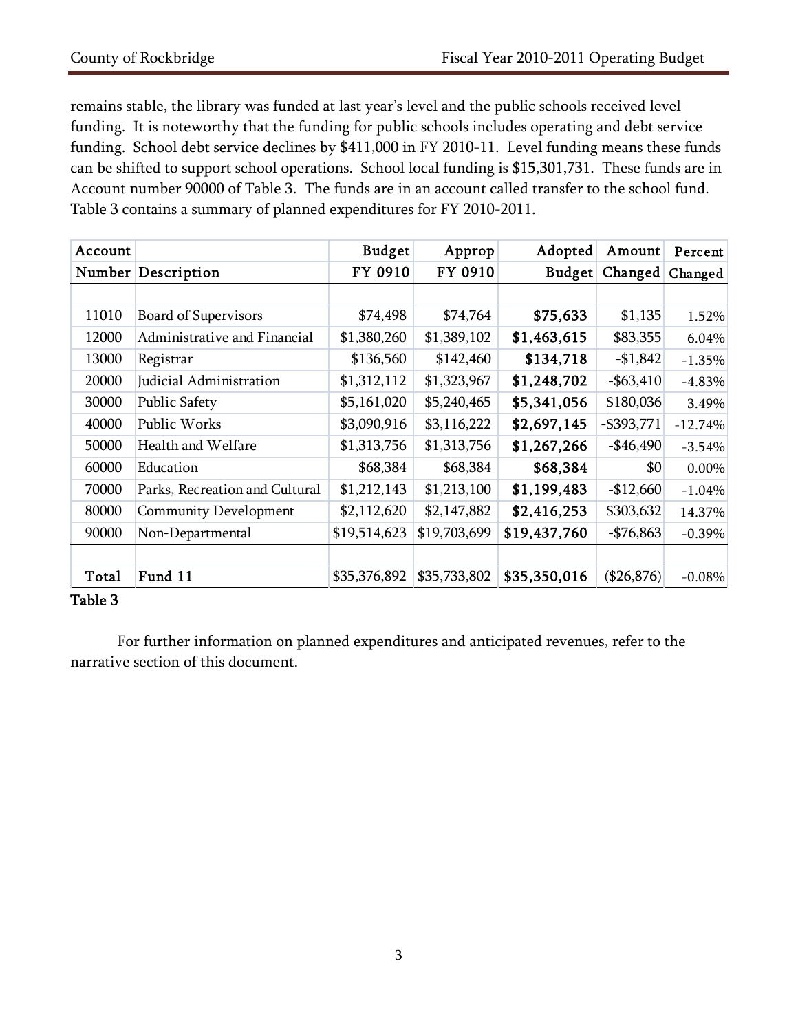remains stable, the library was funded at last year's level and the public schools received level funding. It is noteworthy that the funding for public schools includes operating and debt service funding. School debt service declines by $411,000 in FY 2010-11. Level funding means these funds can be shifted to support school operations. School local funding is $15,301,731. These funds are in Account number 90000 of Table 3. The funds are in an account called transfer to the school fund. Table 3 contains a summary of planned expenditures for FY 2010-2011.

| Account Number | Description | Budget FY 0910 | Approp FY 0910 | Adopted Budget | Amount Changed | Percent Changed |
|---|---|---|---|---|---|---|
| | | | | | | |
| 11010 | Board of Supervisors | $74,498 | $74,764 | **$75,633** | $1,135 | 1.52% |
| 12000 | Administrative and Financial | $1,380,260 | $1,389,102 | **$1,463,615** | $83,355 | 6.04% |
| 13000 | Registrar | $136,560 | $142,460 | **$134,718** | -$1,842 | -1.35% |
| 20000 | Judicial Administration | $1,312,112 | $1,323,967 | **$1,248,702** | -$63,410 | -4.83% |
| 30000 | Public Safety | $5,161,020 | $5,240,465 | **$5,341,056** | $180,036 | 3.49% |
| 40000 | Public Works | $3,090,916 | $3,116,222 | **$2,697,145** | -$393,771 | -12.74% |
| 50000 | Health and Welfare | $1,313,756 | $1,313,756 | **$1,267,266** | -$46,490 | -3.54% |
| 60000 | Education | $68,384 | $68,384 | **$68,384** | $0 | 0.00% |
| 70000 | Parks, Recreation and Cultural | $1,212,143 | $1,213,100 | **$1,199,483** | -$12,660 | -1.04% |
| 80000 | Community Development | $2,112,620 | $2,147,882 | **$2,416,253** | $303,632 | 14.37% |
| 90000 | Non-Departmental | $19,514,623 | $19,703,699 | **$19,437,760** | -$76,863 | -0.39% |
| | | | | | | |
| Total | Fund 11 | $35,376,892 | $35,733,802 | **$35,350,016** | ($26,876) | -0.08% |

**Table 3**

For further information on planned expenditures and anticipated revenues, refer to the narrative section of this document.